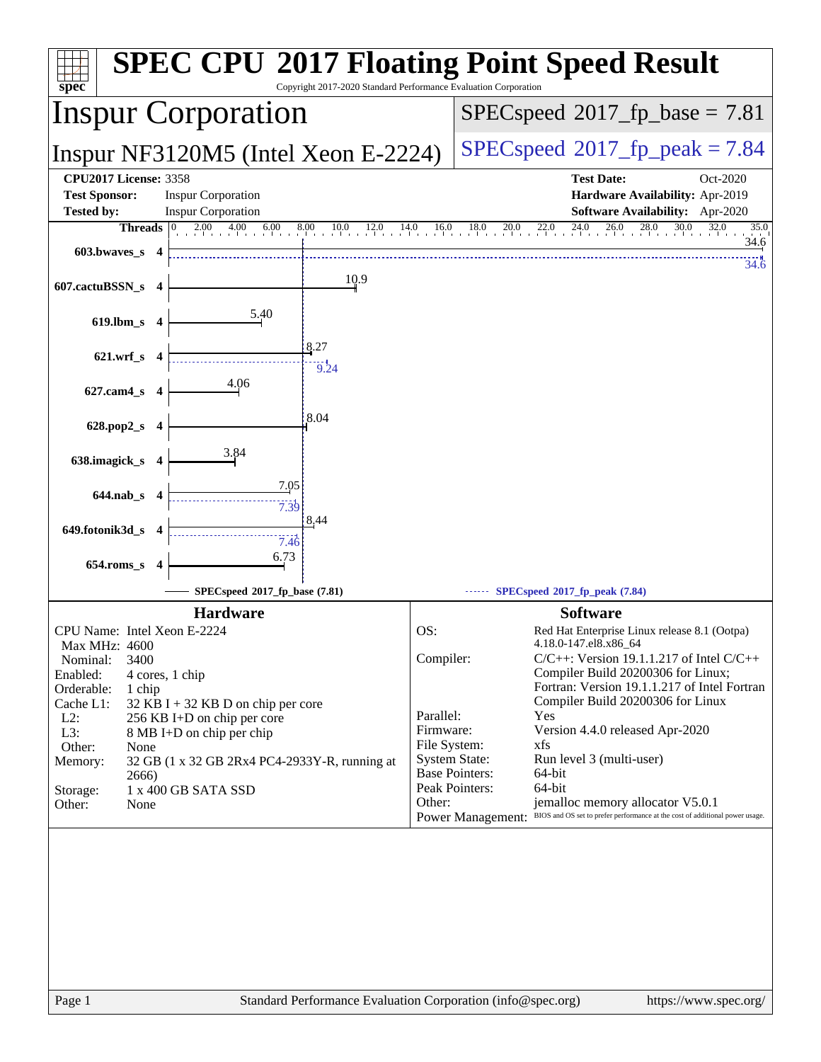# SPEC CPU 2017 Floating Point Speed Result

Copyright 2017-2020 Standard Performance Evaluation Corporation

## Inspur Corporation

## Inspur NF3120M5 (Intel Xeon E-2224)

SPECspeed 2017_fp_base = 7.81

SPECspeed 2017_fp_peak = 7.84

**CPU2017 License:** 3358
**Test Sponsor:** Inspur Corporation
**Tested by:** Inspur Corporation

**Test Date:** Oct-2020
**Hardware Availability:** Apr-2019
**Software Availability:** Apr-2020

| Benchmark | Threads | Base | Peak |
|---|---|---|---|
| 603.bwaves_s | 4 | 34.6 | 34.6 |
| 607.cactuBSSN_s | 4 | 10.9 | |
| 619.lbm_s | 4 | 5.40 | |
| 621.wrf_s | 4 | 8.27 | 9.24 |
| 627.cam4_s | 4 | 4.06 | |
| 628.pop2_s | 4 | 8.04 | |
| 638.imagick_s | 4 | 3.84 | |
| 644.nab_s | 4 | 7.05 | 7.39 |
| 649.fotonik3d_s | 4 | 8.44 | 7.46 |
| 654.roms_s | 4 | 6.73 | |

SPECspeed 2017_fp_base (7.81)

SPECspeed 2017_fp_peak (7.84)

### Hardware

| | |
|---|---|
| CPU Name: | Intel Xeon E-2224 |
| Max MHz: | 4600 |
| Nominal: | 3400 |
| Enabled: | 4 cores, 1 chip |
| Orderable: | 1 chip |
| Cache L1: | 32 KB I + 32 KB D on chip per core |
| L2: | 256 KB I+D on chip per core |
| L3: | 8 MB I+D on chip per chip |
| Other: | None |
| Memory: | 32 GB (1 x 32 GB 2Rx4 PC4-2933Y-R, running at 2666) |
| Storage: | 1 x 400 GB SATA SSD |
| Other: | None |

### Software

| | |
|---|---|
| OS: | Red Hat Enterprise Linux release 8.1 (Ootpa) 4.18.0-147.el8.x86_64 |
| Compiler: | C/C++: Version 19.1.1.217 of Intel C/C++ Compiler Build 20200306 for Linux; Fortran: Version 19.1.1.217 of Intel Fortran Compiler Build 20200306 for Linux |
| Parallel: | Yes |
| Firmware: | Version 4.4.0 released Apr-2020 |
| File System: | xfs |
| System State: | Run level 3 (multi-user) |
| Base Pointers: | 64-bit |
| Peak Pointers: | 64-bit |
| Other: | jemalloc memory allocator V5.0.1 |
| Power Management: | BIOS and OS set to prefer performance at the cost of additional power usage. |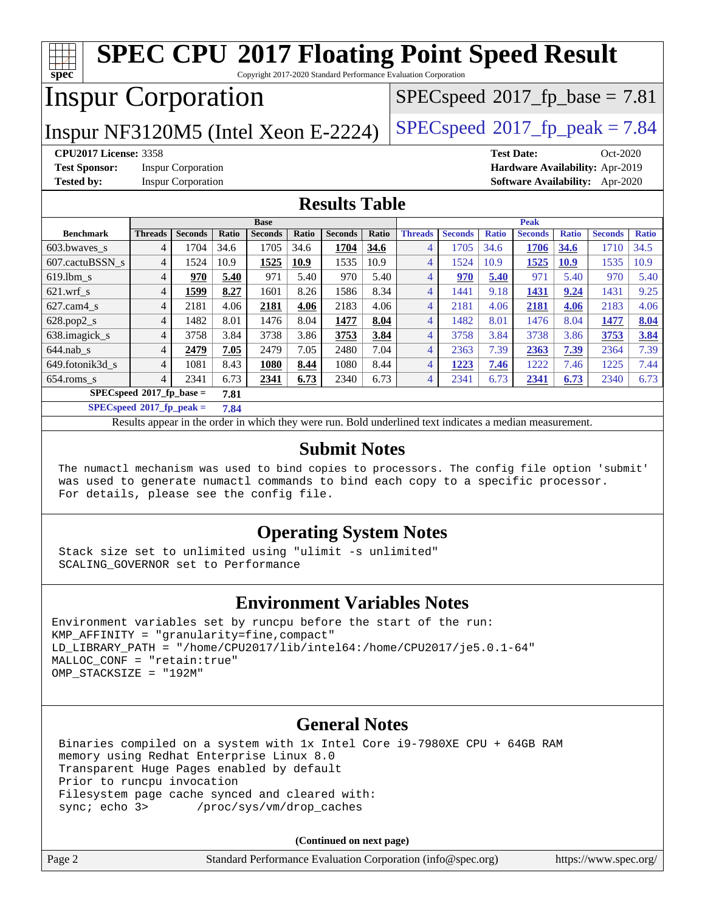# SPEC CPU 2017 Floating Point Speed Result

Copyright 2017-2020 Standard Performance Evaluation Corporation

## Inspur Corporation

Inspur NF3120M5 (Intel Xeon E-2224)

SPECspeed 2017_fp_base = 7.81

SPECspeed 2017_fp_peak = 7.84

**CPU2017 License:** 3358
**Test Sponsor:** Inspur Corporation
**Tested by:** Inspur Corporation
**Test Date:** Oct-2020
**Hardware Availability:** Apr-2019
**Software Availability:** Apr-2020

## Results Table

| | Base | | | | | | | Peak | | | | | | |
|---|---|---|---|---|---|---|---|---|---|---|---|---|---|---|
| **Benchmark** | **Threads** | **Seconds** | **Ratio** | **Seconds** | **Ratio** | **Seconds** | **Ratio** | **Threads** | **Seconds** | **Ratio** | **Seconds** | **Ratio** | **Seconds** | **Ratio** |
| 603.bwaves_s | 4 | 1704 | 34.6 | 1705 | 34.6 | **1704** | **34.6** | 4 | 1705 | 34.6 | **1706** | **34.6** | 1710 | 34.5 |
| 607.cactuBSSN_s | 4 | 1524 | 10.9 | **1525** | **10.9** | 1535 | 10.9 | 4 | 1524 | 10.9 | **1525** | **10.9** | 1535 | 10.9 |
| 619.lbm_s | 4 | **970** | **5.40** | 971 | 5.40 | 970 | 5.40 | 4 | **970** | **5.40** | 971 | 5.40 | 970 | 5.40 |
| 621.wrf_s | 4 | **1599** | **8.27** | 1601 | 8.26 | 1586 | 8.34 | 4 | 1441 | 9.18 | **1431** | **9.24** | 1431 | 9.25 |
| 627.cam4_s | 4 | 2181 | 4.06 | **2181** | **4.06** | 2183 | 4.06 | 4 | 2181 | 4.06 | **2181** | **4.06** | 2183 | 4.06 |
| 628.pop2_s | 4 | 1482 | 8.01 | 1476 | 8.04 | **1477** | **8.04** | 4 | 1482 | 8.01 | 1476 | 8.04 | **1477** | **8.04** |
| 638.imagick_s | 4 | 3758 | 3.84 | 3738 | 3.86 | **3753** | **3.84** | 4 | 3758 | 3.84 | 3738 | 3.86 | **3753** | **3.84** |
| 644.nab_s | 4 | **2479** | **7.05** | 2479 | 7.05 | 2480 | 7.04 | 4 | 2363 | 7.39 | **2363** | **7.39** | 2364 | 7.39 |
| 649.fotonik3d_s | 4 | 1081 | 8.43 | **1080** | **8.44** | 1080 | 8.44 | 4 | **1223** | **7.46** | 1222 | 7.46 | 1225 | 7.44 |
| 654.roms_s | 4 | 2341 | 6.73 | **2341** | **6.73** | 2340 | 6.73 | 4 | 2341 | 6.73 | **2341** | **6.73** | 2340 | 6.73 |

**SPECspeed 2017_fp_base = 7.81**

**SPECspeed 2017_fp_peak = 7.84**

Results appear in the order in which they were run. Bold underlined text indicates a median measurement.

## Submit Notes

```
The numactl mechanism was used to bind copies to processors. The config file option 'submit'
was used to generate numactl commands to bind each copy to a specific processor.
For details, please see the config file.
```

## Operating System Notes

```
Stack size set to unlimited using "ulimit -s unlimited"
SCALING_GOVERNOR set to Performance
```

## Environment Variables Notes

```
Environment variables set by runcpu before the start of the run:
KMP_AFFINITY = "granularity=fine,compact"
LD_LIBRARY_PATH = "/home/CPU2017/lib/intel64:/home/CPU2017/je5.0.1-64"
MALLOC_CONF = "retain:true"
OMP_STACKSIZE = "192M"
```

## General Notes

```
Binaries compiled on a system with 1x Intel Core i9-7980XE CPU + 64GB RAM
memory using Redhat Enterprise Linux 8.0
Transparent Huge Pages enabled by default
Prior to runcpu invocation
Filesystem page cache synced and cleared with:
sync; echo 3>       /proc/sys/vm/drop_caches
```

**(Continued on next page)**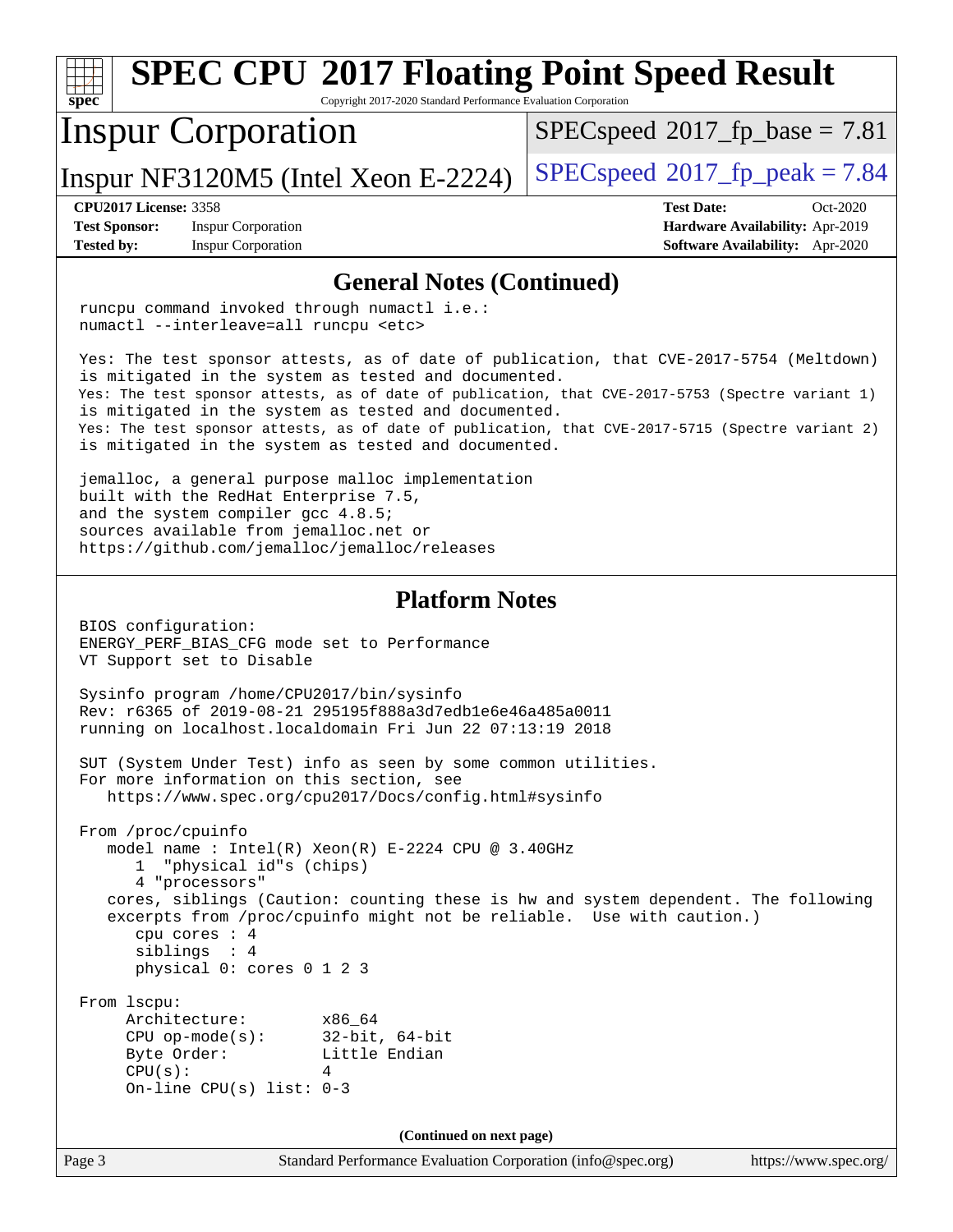# SPEC CPU 2017 Floating Point Speed Result

Copyright 2017-2020 Standard Performance Evaluation Corporation

## Inspur Corporation

Inspur NF3120M5 (Intel Xeon E-2224)

SPECspeed 2017_fp_base = 7.81

SPECspeed 2017_fp_peak = 7.84

**CPU2017 License:** 3358
**Test Sponsor:** Inspur Corporation
**Tested by:** Inspur Corporation

**Test Date:** Oct-2020
**Hardware Availability:** Apr-2019
**Software Availability:** Apr-2020

## General Notes (Continued)

```
runcpu command invoked through numactl i.e.:
numactl --interleave=all runcpu <etc>

Yes: The test sponsor attests, as of date of publication, that CVE-2017-5754 (Meltdown)
is mitigated in the system as tested and documented.
Yes: The test sponsor attests, as of date of publication, that CVE-2017-5753 (Spectre variant 1)
is mitigated in the system as tested and documented.
Yes: The test sponsor attests, as of date of publication, that CVE-2017-5715 (Spectre variant 2)
is mitigated in the system as tested and documented.

jemalloc, a general purpose malloc implementation
built with the RedHat Enterprise 7.5,
and the system compiler gcc 4.8.5;
sources available from jemalloc.net or
https://github.com/jemalloc/jemalloc/releases
```

## Platform Notes

```
BIOS configuration:
ENERGY_PERF_BIAS_CFG mode set to Performance
VT Support set to Disable

Sysinfo program /home/CPU2017/bin/sysinfo
Rev: r6365 of 2019-08-21 295195f888a3d7edb1e6e46a485a0011
running on localhost.localdomain Fri Jun 22 07:13:19 2018

SUT (System Under Test) info as seen by some common utilities.
For more information on this section, see
   https://www.spec.org/cpu2017/Docs/config.html#sysinfo

From /proc/cpuinfo
   model name : Intel(R) Xeon(R) E-2224 CPU @ 3.40GHz
      1  "physical id"s (chips)
      4 "processors"
   cores, siblings (Caution: counting these is hw and system dependent. The following
   excerpts from /proc/cpuinfo might not be reliable.  Use with caution.)
      cpu cores : 4
      siblings  : 4
      physical 0: cores 0 1 2 3

From lscpu:
     Architecture:        x86_64
     CPU op-mode(s):      32-bit, 64-bit
     Byte Order:          Little Endian
     CPU(s):              4
     On-line CPU(s) list: 0-3
```

(Continued on next page)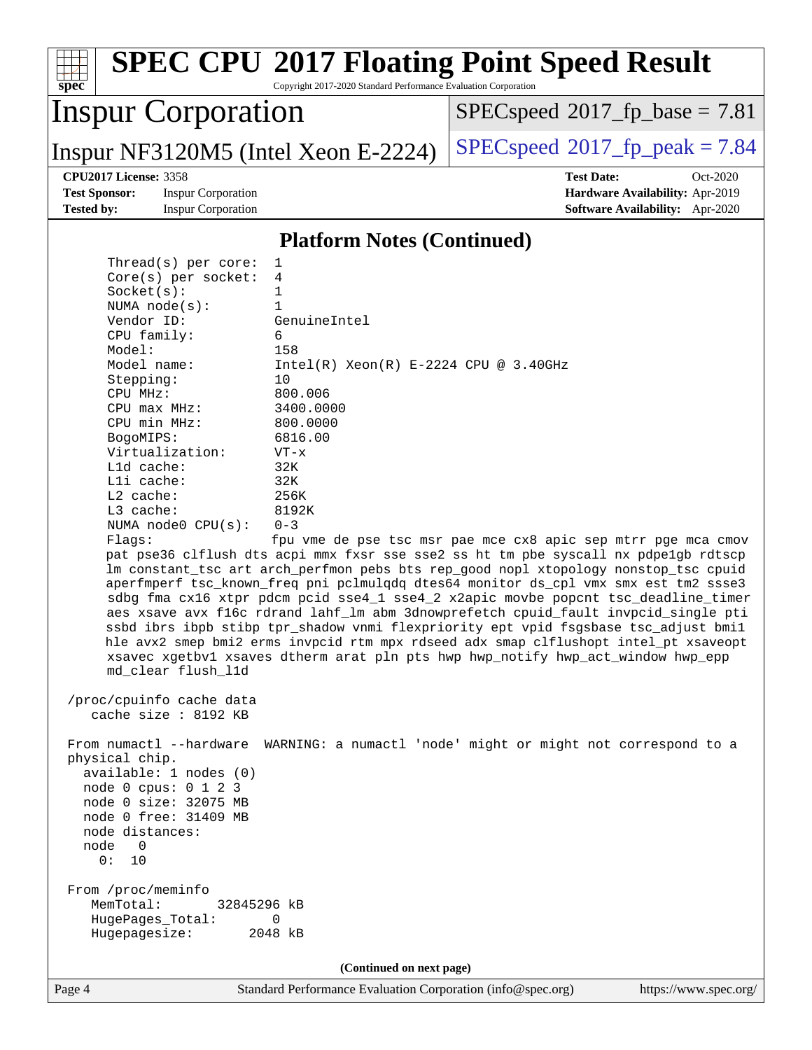## Platform Notes (Continued)

```
    Thread(s) per core:  1
    Core(s) per socket:  4
    Socket(s):           1
    NUMA node(s):        1
    Vendor ID:           GenuineIntel
    CPU family:          6
    Model:               158
    Model name:          Intel(R) Xeon(R) E-2224 CPU @ 3.40GHz
    Stepping:            10
    CPU MHz:             800.006
    CPU max MHz:         3400.0000
    CPU min MHz:         800.0000
    BogoMIPS:            6816.00
    Virtualization:      VT-x
    L1d cache:           32K
    L1i cache:           32K
    L2 cache:            256K
    L3 cache:            8192K
    NUMA node0 CPU(s):   0-3
    Flags:               fpu vme de pse tsc msr pae mce cx8 apic sep mtrr pge mca cmov
    pat pse36 clflush dts acpi mmx fxsr sse sse2 ss ht tm pbe syscall nx pdpe1gb rdtscp
    lm constant_tsc art arch_perfmon pebs bts rep_good nopl xtopology nonstop_tsc cpuid
    aperfmperf tsc_known_freq pni pclmulqdq dtes64 monitor ds_cpl vmx smx est tm2 ssse3
    sdbg fma cx16 xtpr pdcm pcid sse4_1 sse4_2 x2apic movbe popcnt tsc_deadline_timer
    aes xsave avx f16c rdrand lahf_lm abm 3dnowprefetch cpuid_fault invpcid_single pti
    ssbd ibrs ibpb stibp tpr_shadow vnmi flexpriority ept vpid fsgsbase tsc_adjust bmi1
    hle avx2 smep bmi2 erms invpcid rtm mpx rdseed adx smap clflushopt intel_pt xsaveopt
    xsavec xgetbv1 xsaves dtherm arat pln pts hwp hwp_notify hwp_act_window hwp_epp
    md_clear flush_l1d

 /proc/cpuinfo cache data
    cache size : 8192 KB

 From numactl --hardware  WARNING: a numactl 'node' might or might not correspond to a
 physical chip.
   available: 1 nodes (0)
   node 0 cpus: 0 1 2 3
   node 0 size: 32075 MB
   node 0 free: 31409 MB
   node distances:
   node   0
     0:  10

 From /proc/meminfo
    MemTotal:       32845296 kB
    HugePages_Total:       0
    Hugepagesize:       2048 kB
```

(Continued on next page)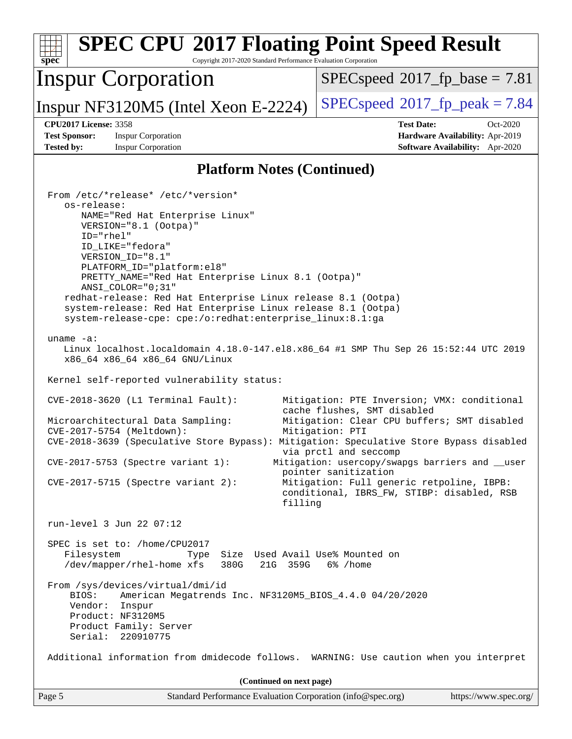# SPEC CPU 2017 Floating Point Speed Result

Copyright 2017-2020 Standard Performance Evaluation Corporation

**Inspur Corporation**

Inspur NF3120M5 (Intel Xeon E-2224)

SPECspeed 2017_fp_base = 7.81

SPECspeed 2017_fp_peak = 7.84

**CPU2017 License:** 3358
**Test Sponsor:** Inspur Corporation
**Tested by:** Inspur Corporation

**Test Date:** Oct-2020
**Hardware Availability:** Apr-2019
**Software Availability:** Apr-2020

## Platform Notes (Continued)

```
From /etc/*release* /etc/*version*
   os-release:
      NAME="Red Hat Enterprise Linux"
      VERSION="8.1 (Ootpa)"
      ID="rhel"
      ID_LIKE="fedora"
      VERSION_ID="8.1"
      PLATFORM_ID="platform:el8"
      PRETTY_NAME="Red Hat Enterprise Linux 8.1 (Ootpa)"
      ANSI_COLOR="0;31"
   redhat-release: Red Hat Enterprise Linux release 8.1 (Ootpa)
   system-release: Red Hat Enterprise Linux release 8.1 (Ootpa)
   system-release-cpe: cpe:/o:redhat:enterprise_linux:8.1:ga

uname -a:
   Linux localhost.localdomain 4.18.0-147.el8.x86_64 #1 SMP Thu Sep 26 15:52:44 UTC 2019
   x86_64 x86_64 x86_64 GNU/Linux

Kernel self-reported vulnerability status:

CVE-2018-3620 (L1 Terminal Fault):        Mitigation: PTE Inversion; VMX: conditional
                                          cache flushes, SMT disabled
Microarchitectural Data Sampling:         Mitigation: Clear CPU buffers; SMT disabled
CVE-2017-5754 (Meltdown):                 Mitigation: PTI
CVE-2018-3639 (Speculative Store Bypass): Mitigation: Speculative Store Bypass disabled
                                          via prctl and seccomp
CVE-2017-5753 (Spectre variant 1):       Mitigation: usercopy/swapgs barriers and __user
                                          pointer sanitization
CVE-2017-5715 (Spectre variant 2):        Mitigation: Full generic retpoline, IBPB:
                                          conditional, IBRS_FW, STIBP: disabled, RSB
                                          filling

run-level 3 Jun 22 07:12

SPEC is set to: /home/CPU2017
   Filesystem            Type  Size  Used Avail Use% Mounted on
   /dev/mapper/rhel-home xfs   380G   21G  359G   6% /home

From /sys/devices/virtual/dmi/id
    BIOS:    American Megatrends Inc. NF3120M5_BIOS_4.4.0 04/20/2020
    Vendor:  Inspur
    Product: NF3120M5
    Product Family: Server
    Serial:  220910775

Additional information from dmidecode follows.  WARNING: Use caution when you interpret
```

**(Continued on next page)**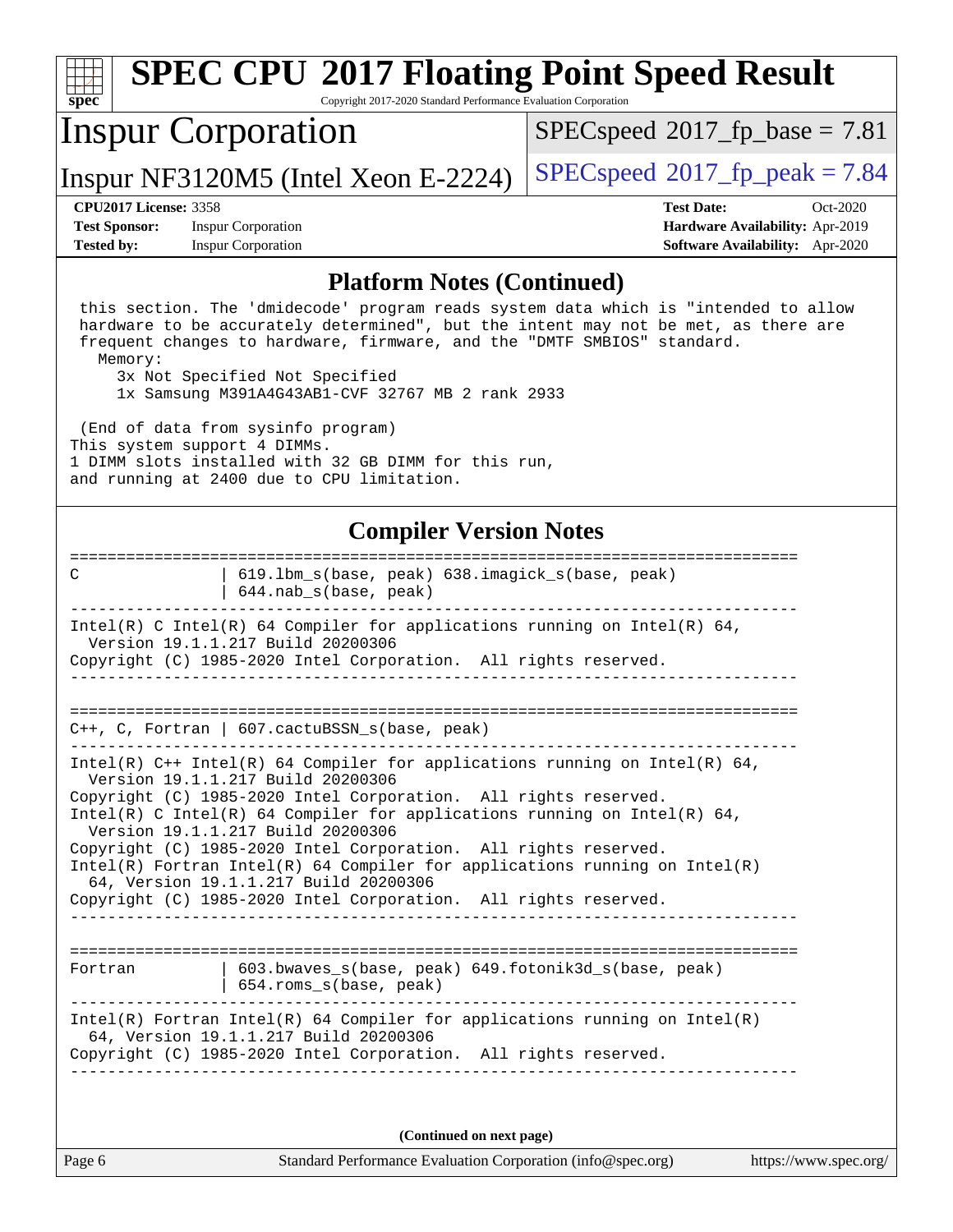## Platform Notes (Continued)

```
 this section. The 'dmidecode' program reads system data which is "intended to allow
 hardware to be accurately determined", but the intent may not be met, as there are
 frequent changes to hardware, firmware, and the "DMTF SMBIOS" standard.
   Memory:
     3x Not Specified Not Specified
     1x Samsung M391A4G43AB1-CVF 32767 MB 2 rank 2933

 (End of data from sysinfo program)
This system support 4 DIMMs.
1 DIMM slots installed with 32 GB DIMM for this run,
and running at 2400 due to CPU limitation.
```

## Compiler Version Notes

```
==============================================================================
C               | 619.lbm_s(base, peak) 638.imagick_s(base, peak)
                | 644.nab_s(base, peak)
------------------------------------------------------------------------------
Intel(R) C Intel(R) 64 Compiler for applications running on Intel(R) 64,
  Version 19.1.1.217 Build 20200306
Copyright (C) 1985-2020 Intel Corporation.  All rights reserved.
------------------------------------------------------------------------------

==============================================================================
C++, C, Fortran | 607.cactuBSSN_s(base, peak)
------------------------------------------------------------------------------
Intel(R) C++ Intel(R) 64 Compiler for applications running on Intel(R) 64,
  Version 19.1.1.217 Build 20200306
Copyright (C) 1985-2020 Intel Corporation.  All rights reserved.
Intel(R) C Intel(R) 64 Compiler for applications running on Intel(R) 64,
  Version 19.1.1.217 Build 20200306
Copyright (C) 1985-2020 Intel Corporation.  All rights reserved.
Intel(R) Fortran Intel(R) 64 Compiler for applications running on Intel(R)
  64, Version 19.1.1.217 Build 20200306
Copyright (C) 1985-2020 Intel Corporation.  All rights reserved.
------------------------------------------------------------------------------

==============================================================================
Fortran         | 603.bwaves_s(base, peak) 649.fotonik3d_s(base, peak)
                | 654.roms_s(base, peak)
------------------------------------------------------------------------------
Intel(R) Fortran Intel(R) 64 Compiler for applications running on Intel(R)
  64, Version 19.1.1.217 Build 20200306
Copyright (C) 1985-2020 Intel Corporation.  All rights reserved.
------------------------------------------------------------------------------
```

**(Continued on next page)**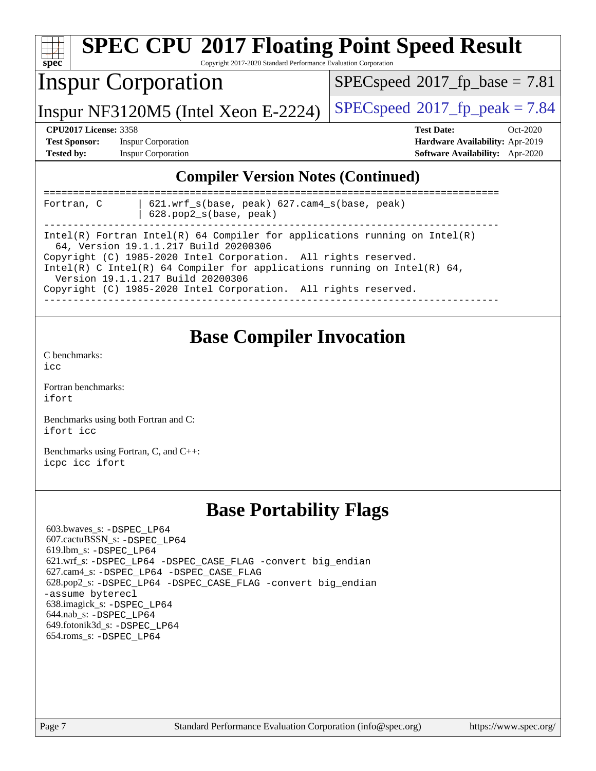# SPEC CPU 2017 Floating Point Speed Result

Copyright 2017-2020 Standard Performance Evaluation Corporation

## Inspur Corporation

Inspur NF3120M5 (Intel Xeon E-2224)

SPECspeed 2017_fp_base = 7.81

SPECspeed 2017_fp_peak = 7.84

**CPU2017 License:** 3358
**Test Sponsor:** Inspur Corporation
**Tested by:** Inspur Corporation

**Test Date:** Oct-2020
**Hardware Availability:** Apr-2019
**Software Availability:** Apr-2020

## Compiler Version Notes (Continued)

```
==============================================================================
Fortran, C      | 621.wrf_s(base, peak) 627.cam4_s(base, peak)
                | 628.pop2_s(base, peak)
------------------------------------------------------------------------------
Intel(R) Fortran Intel(R) 64 Compiler for applications running on Intel(R)
  64, Version 19.1.1.217 Build 20200306
Copyright (C) 1985-2020 Intel Corporation.  All rights reserved.
Intel(R) C Intel(R) 64 Compiler for applications running on Intel(R) 64,
  Version 19.1.1.217 Build 20200306
Copyright (C) 1985-2020 Intel Corporation.  All rights reserved.
------------------------------------------------------------------------------
```

## Base Compiler Invocation

C benchmarks:
icc

Fortran benchmarks:
ifort

Benchmarks using both Fortran and C:
ifort icc

Benchmarks using Fortran, C, and C++:
icpc icc ifort

## Base Portability Flags

603.bwaves_s: -DSPEC_LP64
607.cactuBSSN_s: -DSPEC_LP64
619.lbm_s: -DSPEC_LP64
621.wrf_s: -DSPEC_LP64 -DSPEC_CASE_FLAG -convert big_endian
627.cam4_s: -DSPEC_LP64 -DSPEC_CASE_FLAG
628.pop2_s: -DSPEC_LP64 -DSPEC_CASE_FLAG -convert big_endian
-assume byterecl
638.imagick_s: -DSPEC_LP64
644.nab_s: -DSPEC_LP64
649.fotonik3d_s: -DSPEC_LP64
654.roms_s: -DSPEC_LP64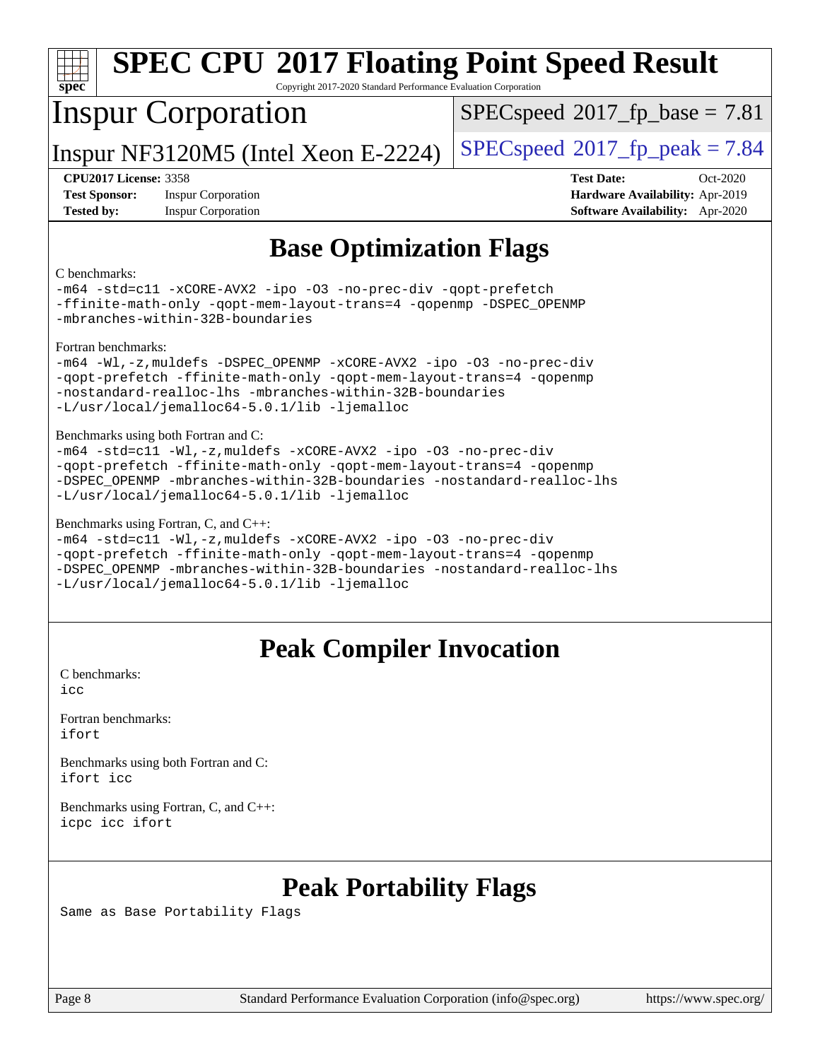# SPEC CPU 2017 Floating Point Speed Result

Copyright 2017-2020 Standard Performance Evaluation Corporation

## Inspur Corporation

Inspur NF3120M5 (Intel Xeon E-2224)

SPECspeed 2017_fp_base = 7.81

SPECspeed 2017_fp_peak = 7.84

**CPU2017 License:** 3358
**Test Sponsor:** Inspur Corporation
**Tested by:** Inspur Corporation

**Test Date:** Oct-2020
**Hardware Availability:** Apr-2019
**Software Availability:** Apr-2020

## Base Optimization Flags

C benchmarks:

```
-m64 -std=c11 -xCORE-AVX2 -ipo -O3 -no-prec-div -qopt-prefetch
-ffinite-math-only -qopt-mem-layout-trans=4 -qopenmp -DSPEC_OPENMP
-mbranches-within-32B-boundaries
```

Fortran benchmarks:

```
-m64 -Wl,-z,muldefs -DSPEC_OPENMP -xCORE-AVX2 -ipo -O3 -no-prec-div
-qopt-prefetch -ffinite-math-only -qopt-mem-layout-trans=4 -qopenmp
-nostandard-realloc-lhs -mbranches-within-32B-boundaries
-L/usr/local/jemalloc64-5.0.1/lib -ljemalloc
```

Benchmarks using both Fortran and C:

```
-m64 -std=c11 -Wl,-z,muldefs -xCORE-AVX2 -ipo -O3 -no-prec-div
-qopt-prefetch -ffinite-math-only -qopt-mem-layout-trans=4 -qopenmp
-DSPEC_OPENMP -mbranches-within-32B-boundaries -nostandard-realloc-lhs
-L/usr/local/jemalloc64-5.0.1/lib -ljemalloc
```

Benchmarks using Fortran, C, and C++:

```
-m64 -std=c11 -Wl,-z,muldefs -xCORE-AVX2 -ipo -O3 -no-prec-div
-qopt-prefetch -ffinite-math-only -qopt-mem-layout-trans=4 -qopenmp
-DSPEC_OPENMP -mbranches-within-32B-boundaries -nostandard-realloc-lhs
-L/usr/local/jemalloc64-5.0.1/lib -ljemalloc
```

## Peak Compiler Invocation

C benchmarks:

```
icc
```

Fortran benchmarks:

```
ifort
```

Benchmarks using both Fortran and C:

```
ifort icc
```

Benchmarks using Fortran, C, and C++:

```
icpc icc ifort
```

## Peak Portability Flags

Same as Base Portability Flags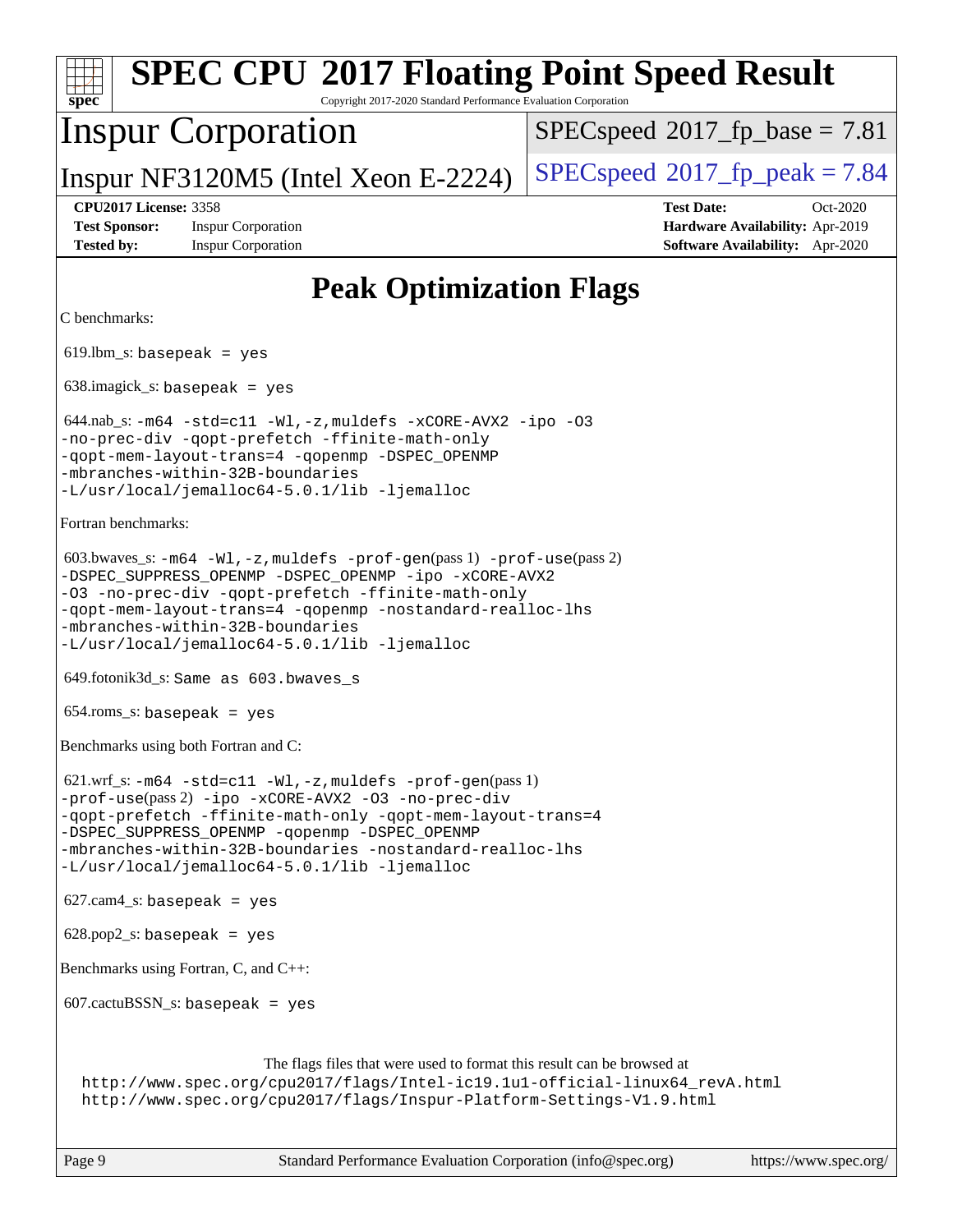# SPEC CPU 2017 Floating Point Speed Result

Copyright 2017-2020 Standard Performance Evaluation Corporation

## Inspur Corporation

Inspur NF3120M5 (Intel Xeon E-2224)

SPECspeed 2017_fp_base = 7.81

SPECspeed 2017_fp_peak = 7.84

**CPU2017 License:** 3358
**Test Sponsor:** Inspur Corporation
**Tested by:** Inspur Corporation

**Test Date:** Oct-2020
**Hardware Availability:** Apr-2019
**Software Availability:** Apr-2020

## Peak Optimization Flags

C benchmarks:

619.lbm_s: `basepeak = yes`

638.imagick_s: `basepeak = yes`

644.nab_s: `-m64 -std=c11 -Wl,-z,muldefs -xCORE-AVX2 -ipo -O3 -no-prec-div -qopt-prefetch -ffinite-math-only -qopt-mem-layout-trans=4 -qopenmp -DSPEC_OPENMP -mbranches-within-32B-boundaries -L/usr/local/jemalloc64-5.0.1/lib -ljemalloc`

Fortran benchmarks:

603.bwaves_s: `-m64 -Wl,-z,muldefs -prof-gen`(pass 1) `-prof-use`(pass 2) `-DSPEC_SUPPRESS_OPENMP -DSPEC_OPENMP -ipo -xCORE-AVX2 -O3 -no-prec-div -qopt-prefetch -ffinite-math-only -qopt-mem-layout-trans=4 -qopenmp -nostandard-realloc-lhs -mbranches-within-32B-boundaries -L/usr/local/jemalloc64-5.0.1/lib -ljemalloc`

649.fotonik3d_s: `Same as 603.bwaves_s`

654.roms_s: `basepeak = yes`

Benchmarks using both Fortran and C:

621.wrf_s: `-m64 -std=c11 -Wl,-z,muldefs -prof-gen`(pass 1) `-prof-use`(pass 2) `-ipo -xCORE-AVX2 -O3 -no-prec-div -qopt-prefetch -ffinite-math-only -qopt-mem-layout-trans=4 -DSPEC_SUPPRESS_OPENMP -qopenmp -DSPEC_OPENMP -mbranches-within-32B-boundaries -nostandard-realloc-lhs -L/usr/local/jemalloc64-5.0.1/lib -ljemalloc`

627.cam4_s: `basepeak = yes`

628.pop2_s: `basepeak = yes`

Benchmarks using Fortran, C, and C++:

607.cactuBSSN_s: `basepeak = yes`

The flags files that were used to format this result can be browsed at
http://www.spec.org/cpu2017/flags/Intel-ic19.1u1-official-linux64_revA.html
http://www.spec.org/cpu2017/flags/Inspur-Platform-Settings-V1.9.html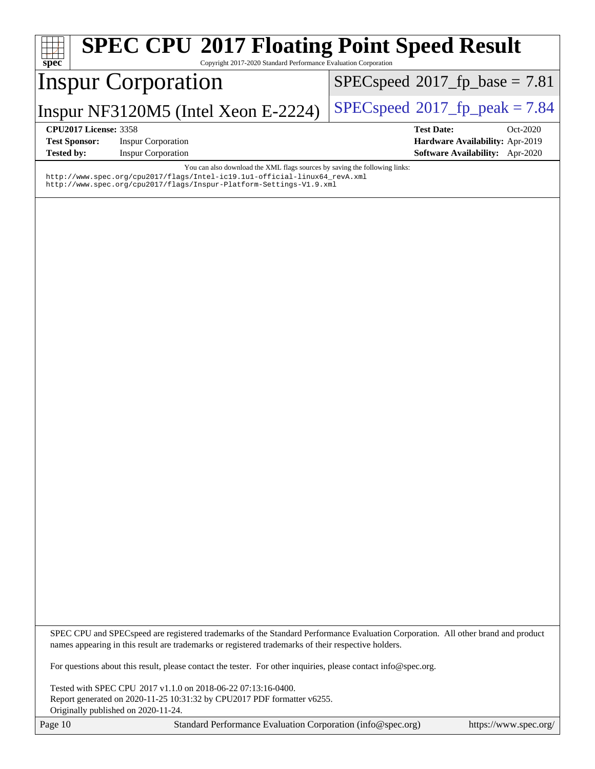You can also download the XML flags sources by saving the following links:

http://www.spec.org/cpu2017/flags/Intel-ic19.1u1-official-linux64_revA.xml
http://www.spec.org/cpu2017/flags/Inspur-Platform-Settings-V1.9.xml

SPEC CPU and SPECspeed are registered trademarks of the Standard Performance Evaluation Corporation. All other brand and product names appearing in this result are trademarks or registered trademarks of their respective holders.

For questions about this result, please contact the tester. For other inquiries, please contact info@spec.org.

Tested with SPEC CPU 2017 v1.1.0 on 2018-06-22 07:13:16-0400.
Report generated on 2020-11-25 10:31:32 by CPU2017 PDF formatter v6255.
Originally published on 2020-11-24.